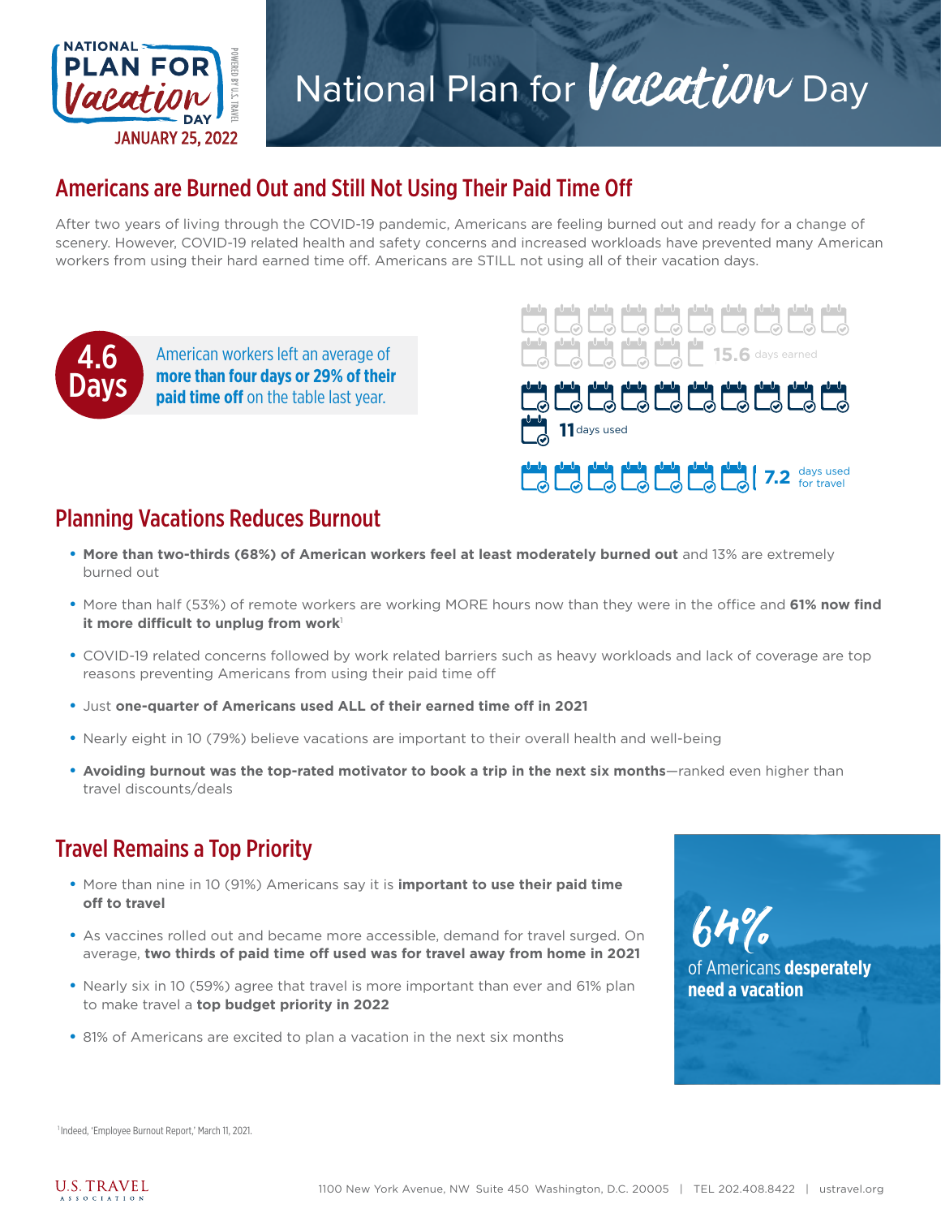NATIONAL PLAN FOR Vacation DAY
JANUARY 25, 2022

POWERED BY U.S. TRAVEL

# National Plan for Vacation Day

## Americans are Burned Out and Still Not Using Their Paid Time Off

After two years of living through the COVID-19 pandemic, Americans are feeling burned out and ready for a change of scenery. However, COVID-19 related health and safety concerns and increased workloads have prevented many American workers from using their hard earned time off. Americans are STILL not using all of their vacation days.

**4.6 Days**

American workers left an average of **more than four days or 29% of their paid time off** on the table last year.

15.6 days earned

11 days used

7.2 days used for travel

## Planning Vacations Reduces Burnout

- **More than two-thirds (68%) of American workers feel at least moderately burned out** and 13% are extremely burned out
- More than half (53%) of remote workers are working MORE hours now than they were in the office and **61% now find it more difficult to unplug from work**[1]
- COVID-19 related concerns followed by work related barriers such as heavy workloads and lack of coverage are top reasons preventing Americans from using their paid time off
- Just **one-quarter of Americans used ALL of their earned time off in 2021**
- Nearly eight in 10 (79%) believe vacations are important to their overall health and well-being
- **Avoiding burnout was the top-rated motivator to book a trip in the next six months**—ranked even higher than travel discounts/deals

## Travel Remains a Top Priority

- More than nine in 10 (91%) Americans say it is **important to use their paid time off to travel**
- As vaccines rolled out and became more accessible, demand for travel surged. On average, **two thirds of paid time off used was for travel away from home in 2021**
- Nearly six in 10 (59%) agree that travel is more important than ever and 61% plan to make travel a **top budget priority in 2022**
- 81% of Americans are excited to plan a vacation in the next six months

**64%** of Americans **desperately need a vacation**

[1] Indeed, 'Employee Burnout Report,' March 11, 2021.

U.S. TRAVEL ASSOCIATION

1100 New York Avenue, NW Suite 450 Washington, D.C. 20005 | TEL 202.408.8422 | ustravel.org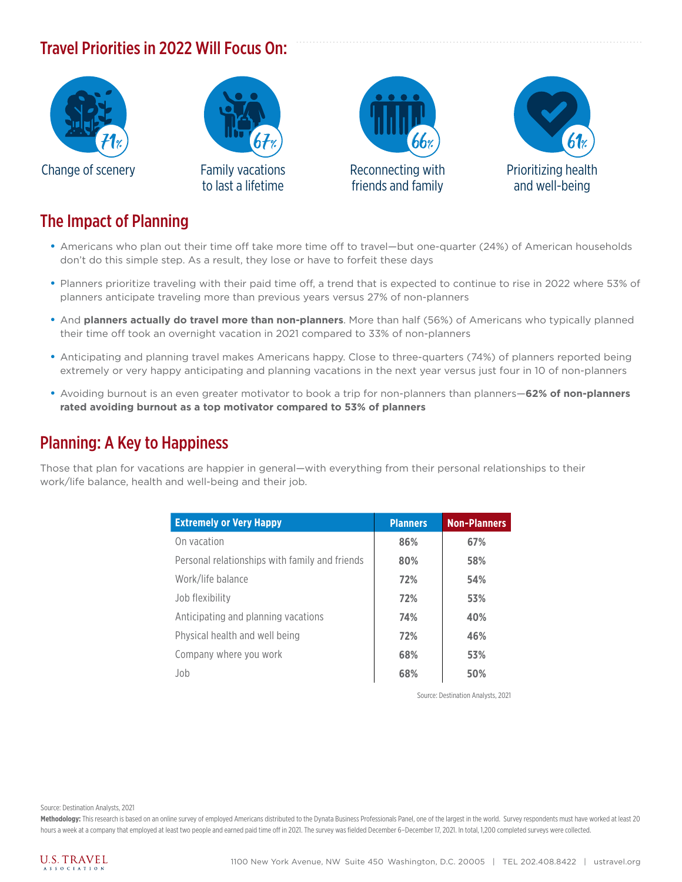## Travel Priorities in 2022 Will Focus On:

71% Change of scenery

67% Family vacations to last a lifetime

66% Reconnecting with friends and family

61% Prioritizing health and well-being

## The Impact of Planning

- Americans who plan out their time off take more time off to travel—but one-quarter (24%) of American households don't do this simple step. As a result, they lose or have to forfeit these days
- Planners prioritize traveling with their paid time off, a trend that is expected to continue to rise in 2022 where 53% of planners anticipate traveling more than previous years versus 27% of non-planners
- And **planners actually do travel more than non-planners**. More than half (56%) of Americans who typically planned their time off took an overnight vacation in 2021 compared to 33% of non-planners
- Anticipating and planning travel makes Americans happy. Close to three-quarters (74%) of planners reported being extremely or very happy anticipating and planning vacations in the next year versus just four in 10 of non-planners
- Avoiding burnout is an even greater motivator to book a trip for non-planners than planners—**62% of non-planners rated avoiding burnout as a top motivator compared to 53% of planners**

## Planning: A Key to Happiness

Those that plan for vacations are happier in general—with everything from their personal relationships to their work/life balance, health and well-being and their job.

| Extremely or Very Happy | Planners | Non-Planners |
|---|---|---|
| On vacation | 86% | 67% |
| Personal relationships with family and friends | 80% | 58% |
| Work/life balance | 72% | 54% |
| Job flexibility | 72% | 53% |
| Anticipating and planning vacations | 74% | 40% |
| Physical health and well being | 72% | 46% |
| Company where you work | 68% | 53% |
| Job | 68% | 50% |

Source: Destination Analysts, 2021

Source: Destination Analysts, 2021

**Methodology:** This research is based on an online survey of employed Americans distributed to the Dynata Business Professionals Panel, one of the largest in the world. Survey respondents must have worked at least 20 hours a week at a company that employed at least two people and earned paid time off in 2021. The survey was fielded December 6–December 17, 2021. In total, 1,200 completed surveys were collected.

U.S. TRAVEL ASSOCIATION

1100 New York Avenue, NW Suite 450 Washington, D.C. 20005 | TEL 202.408.8422 | ustravel.org